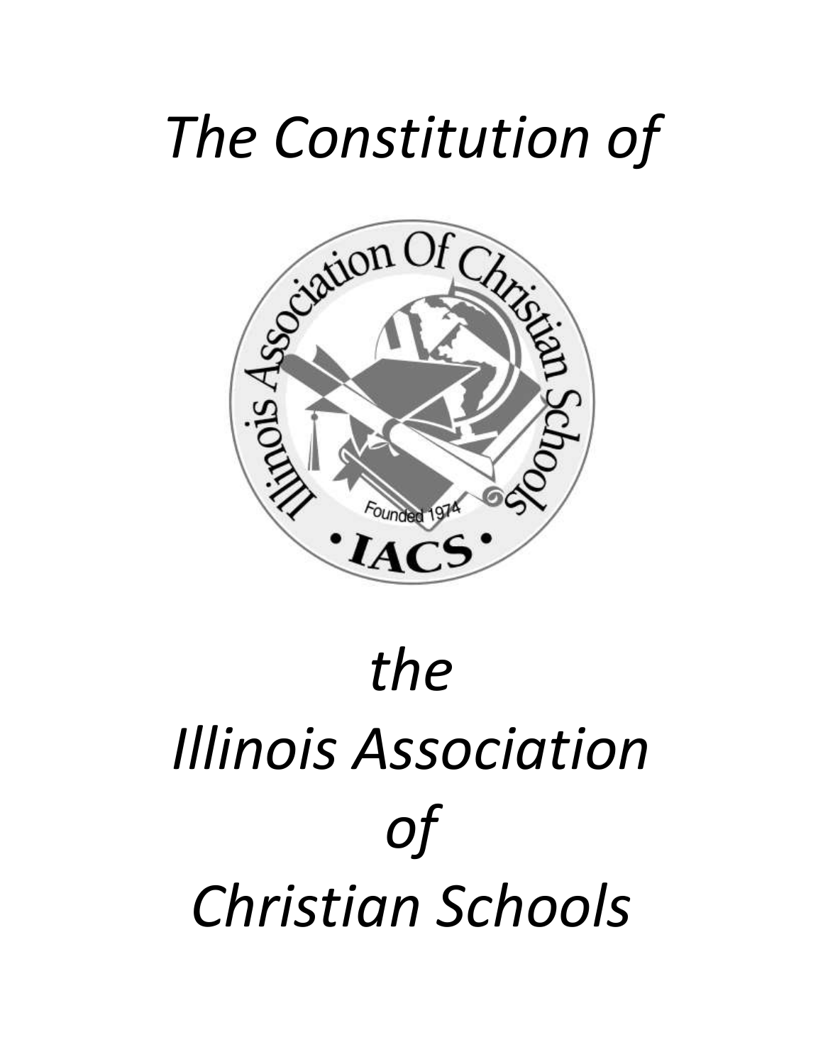# *The Constitution of*

# *the Illinois Association of Christian Schools*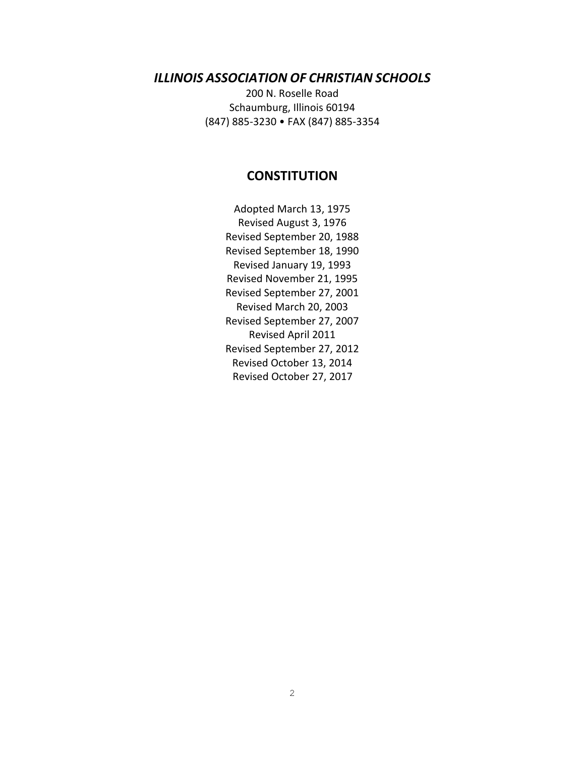# *ILLINOIS ASSOCIATION OF CHRISTIAN SCHOOLS*

200 N. Roselle Road
Schaumburg, Illinois 60194
(847) 885-3230 • FAX (847) 885-3354

## CONSTITUTION

Adopted March 13, 1975
Revised August 3, 1976
Revised September 20, 1988
Revised September 18, 1990
Revised January 19, 1993
Revised November 21, 1995
Revised September 27, 2001
Revised March 20, 2003
Revised September 27, 2007
Revised April 2011
Revised September 27, 2012
Revised October 13, 2014
Revised October 27, 2017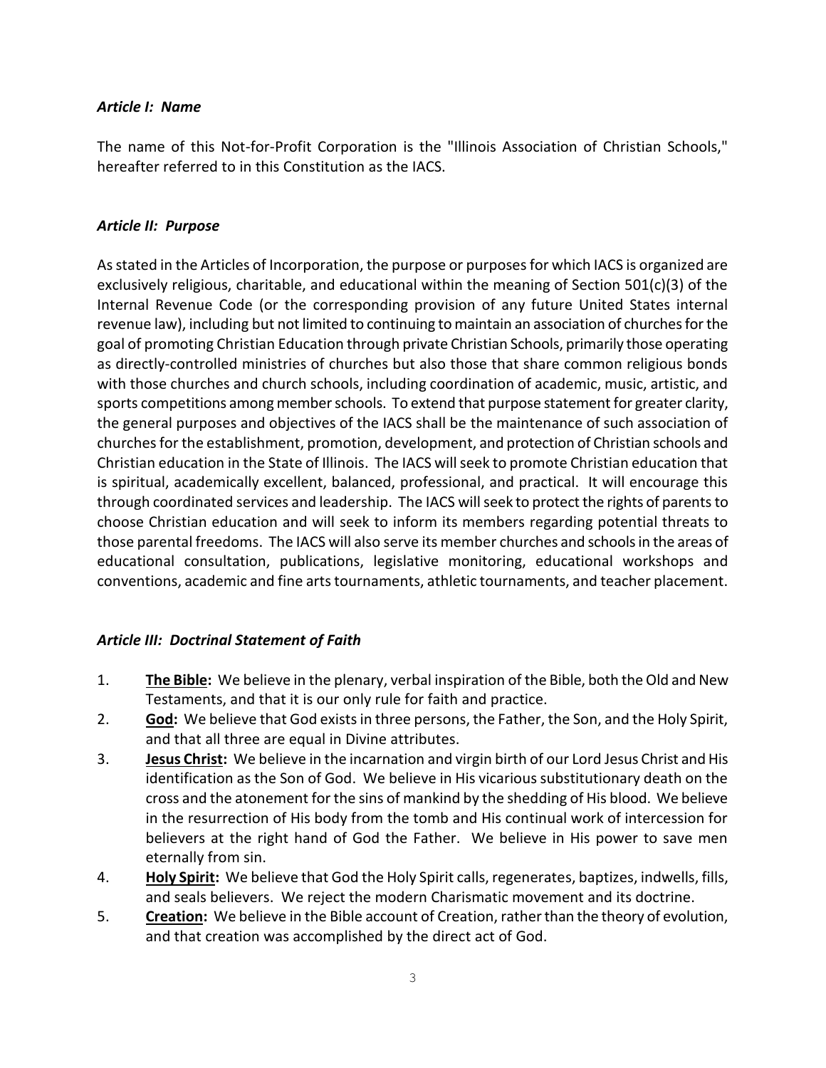### *Article I: Name*

The name of this Not-for-Profit Corporation is the "Illinois Association of Christian Schools," hereafter referred to in this Constitution as the IACS.

### *Article II: Purpose*

As stated in the Articles of Incorporation, the purpose or purposes for which IACS is organized are exclusively religious, charitable, and educational within the meaning of Section 501(c)(3) of the Internal Revenue Code (or the corresponding provision of any future United States internal revenue law), including but not limited to continuing to maintain an association of churches for the goal of promoting Christian Education through private Christian Schools, primarily those operating as directly-controlled ministries of churches but also those that share common religious bonds with those churches and church schools, including coordination of academic, music, artistic, and sports competitions among member schools. To extend that purpose statement for greater clarity, the general purposes and objectives of the IACS shall be the maintenance of such association of churches for the establishment, promotion, development, and protection of Christian schools and Christian education in the State of Illinois. The IACS will seek to promote Christian education that is spiritual, academically excellent, balanced, professional, and practical. It will encourage this through coordinated services and leadership. The IACS will seek to protect the rights of parents to choose Christian education and will seek to inform its members regarding potential threats to those parental freedoms. The IACS will also serve its member churches and schools in the areas of educational consultation, publications, legislative monitoring, educational workshops and conventions, academic and fine arts tournaments, athletic tournaments, and teacher placement.

### *Article III: Doctrinal Statement of Faith*

1. **The Bible:** We believe in the plenary, verbal inspiration of the Bible, both the Old and New Testaments, and that it is our only rule for faith and practice.
2. **God:** We believe that God exists in three persons, the Father, the Son, and the Holy Spirit, and that all three are equal in Divine attributes.
3. **Jesus Christ:** We believe in the incarnation and virgin birth of our Lord Jesus Christ and His identification as the Son of God. We believe in His vicarious substitutionary death on the cross and the atonement for the sins of mankind by the shedding of His blood. We believe in the resurrection of His body from the tomb and His continual work of intercession for believers at the right hand of God the Father. We believe in His power to save men eternally from sin.
4. **Holy Spirit:** We believe that God the Holy Spirit calls, regenerates, baptizes, indwells, fills, and seals believers. We reject the modern Charismatic movement and its doctrine.
5. **Creation:** We believe in the Bible account of Creation, rather than the theory of evolution, and that creation was accomplished by the direct act of God.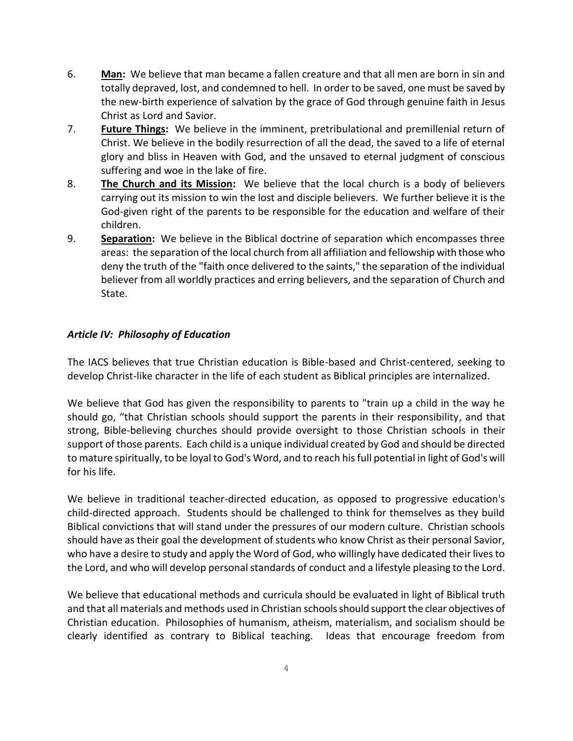6. **Man:** We believe that man became a fallen creature and that all men are born in sin and totally depraved, lost, and condemned to hell. In order to be saved, one must be saved by the new-birth experience of salvation by the grace of God through genuine faith in Jesus Christ as Lord and Savior.
7. **Future Things:** We believe in the imminent, pretribulational and premillenial return of Christ. We believe in the bodily resurrection of all the dead, the saved to a life of eternal glory and bliss in Heaven with God, and the unsaved to eternal judgment of conscious suffering and woe in the lake of fire.
8. **The Church and its Mission:** We believe that the local church is a body of believers carrying out its mission to win the lost and disciple believers. We further believe it is the God-given right of the parents to be responsible for the education and welfare of their children.
9. **Separation:** We believe in the Biblical doctrine of separation which encompasses three areas: the separation of the local church from all affiliation and fellowship with those who deny the truth of the "faith once delivered to the saints," the separation of the individual believer from all worldly practices and erring believers, and the separation of Church and State.

### *Article IV: Philosophy of Education*

The IACS believes that true Christian education is Bible-based and Christ-centered, seeking to develop Christ-like character in the life of each student as Biblical principles are internalized.

We believe that God has given the responsibility to parents to "train up a child in the way he should go, "that Christian schools should support the parents in their responsibility, and that strong, Bible-believing churches should provide oversight to those Christian schools in their support of those parents. Each child is a unique individual created by God and should be directed to mature spiritually, to be loyal to God's Word, and to reach his full potential in light of God's will for his life.

We believe in traditional teacher-directed education, as opposed to progressive education's child-directed approach. Students should be challenged to think for themselves as they build Biblical convictions that will stand under the pressures of our modern culture. Christian schools should have as their goal the development of students who know Christ as their personal Savior, who have a desire to study and apply the Word of God, who willingly have dedicated their lives to the Lord, and who will develop personal standards of conduct and a lifestyle pleasing to the Lord.

We believe that educational methods and curricula should be evaluated in light of Biblical truth and that all materials and methods used in Christian schools should support the clear objectives of Christian education. Philosophies of humanism, atheism, materialism, and socialism should be clearly identified as contrary to Biblical teaching. Ideas that encourage freedom from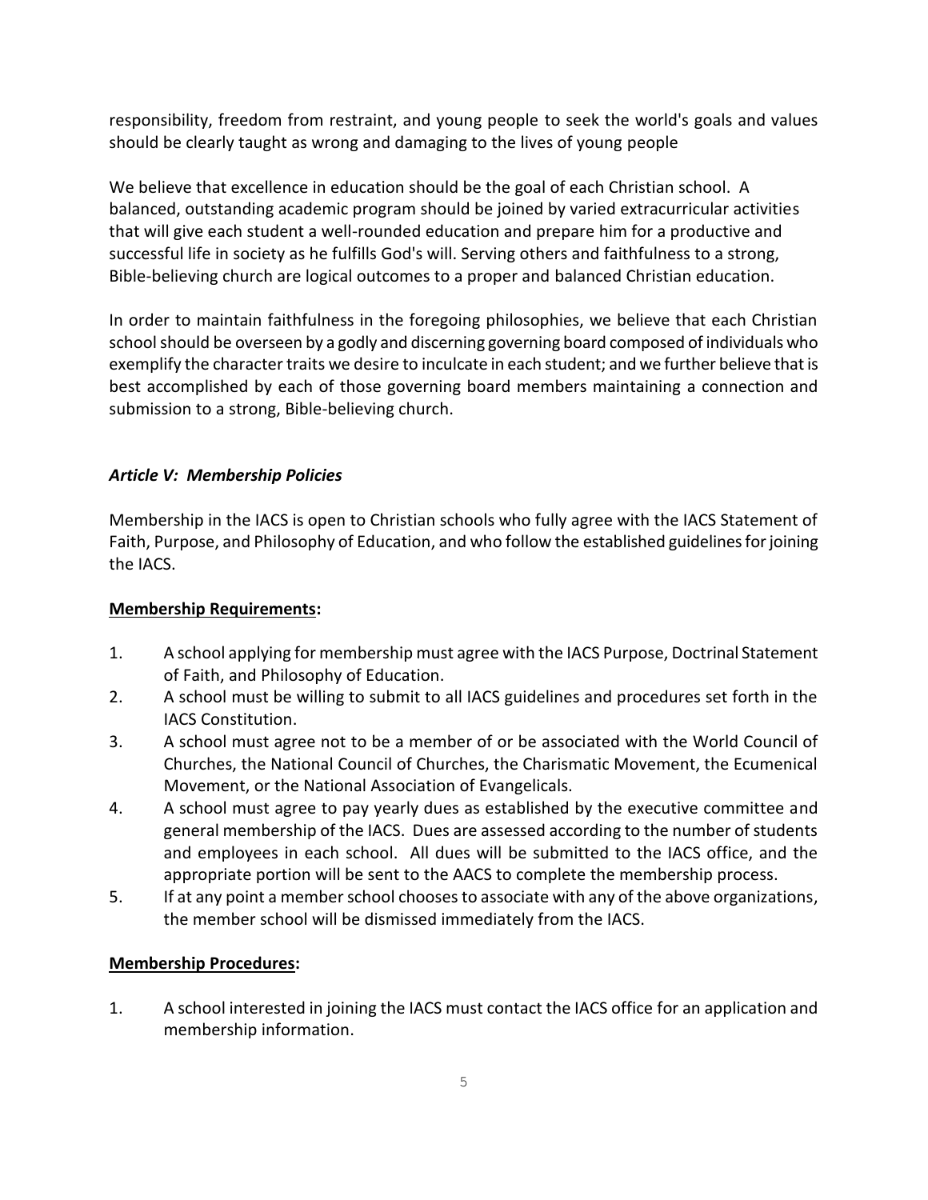responsibility, freedom from restraint, and young people to seek the world's goals and values should be clearly taught as wrong and damaging to the lives of young people

We believe that excellence in education should be the goal of each Christian school. A balanced, outstanding academic program should be joined by varied extracurricular activities that will give each student a well-rounded education and prepare him for a productive and successful life in society as he fulfills God's will. Serving others and faithfulness to a strong, Bible-believing church are logical outcomes to a proper and balanced Christian education.

In order to maintain faithfulness in the foregoing philosophies, we believe that each Christian school should be overseen by a godly and discerning governing board composed of individuals who exemplify the character traits we desire to inculcate in each student; and we further believe that is best accomplished by each of those governing board members maintaining a connection and submission to a strong, Bible-believing church.

### *Article V: Membership Policies*

Membership in the IACS is open to Christian schools who fully agree with the IACS Statement of Faith, Purpose, and Philosophy of Education, and who follow the established guidelines for joining the IACS.

**Membership Requirements:**

1. A school applying for membership must agree with the IACS Purpose, Doctrinal Statement of Faith, and Philosophy of Education.
2. A school must be willing to submit to all IACS guidelines and procedures set forth in the IACS Constitution.
3. A school must agree not to be a member of or be associated with the World Council of Churches, the National Council of Churches, the Charismatic Movement, the Ecumenical Movement, or the National Association of Evangelicals.
4. A school must agree to pay yearly dues as established by the executive committee and general membership of the IACS. Dues are assessed according to the number of students and employees in each school. All dues will be submitted to the IACS office, and the appropriate portion will be sent to the AACS to complete the membership process.
5. If at any point a member school chooses to associate with any of the above organizations, the member school will be dismissed immediately from the IACS.

**Membership Procedures:**

1. A school interested in joining the IACS must contact the IACS office for an application and membership information.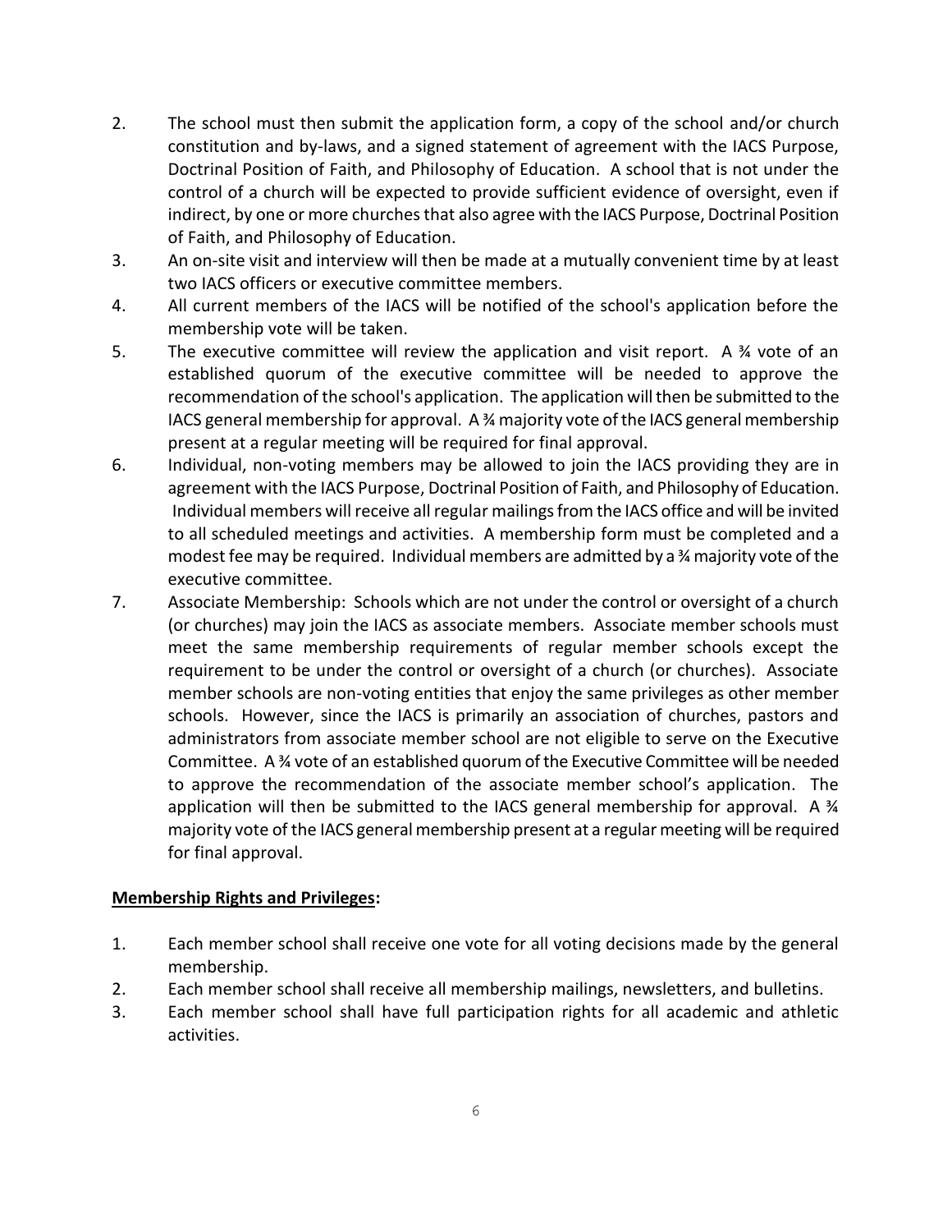2. The school must then submit the application form, a copy of the school and/or church constitution and by-laws, and a signed statement of agreement with the IACS Purpose, Doctrinal Position of Faith, and Philosophy of Education. A school that is not under the control of a church will be expected to provide sufficient evidence of oversight, even if indirect, by one or more churches that also agree with the IACS Purpose, Doctrinal Position of Faith, and Philosophy of Education.
3. An on-site visit and interview will then be made at a mutually convenient time by at least two IACS officers or executive committee members.
4. All current members of the IACS will be notified of the school's application before the membership vote will be taken.
5. The executive committee will review the application and visit report. A ¾ vote of an established quorum of the executive committee will be needed to approve the recommendation of the school's application. The application will then be submitted to the IACS general membership for approval. A ¾ majority vote of the IACS general membership present at a regular meeting will be required for final approval.
6. Individual, non-voting members may be allowed to join the IACS providing they are in agreement with the IACS Purpose, Doctrinal Position of Faith, and Philosophy of Education. Individual members will receive all regular mailings from the IACS office and will be invited to all scheduled meetings and activities. A membership form must be completed and a modest fee may be required. Individual members are admitted by a ¾ majority vote of the executive committee.
7. Associate Membership: Schools which are not under the control or oversight of a church (or churches) may join the IACS as associate members. Associate member schools must meet the same membership requirements of regular member schools except the requirement to be under the control or oversight of a church (or churches). Associate member schools are non-voting entities that enjoy the same privileges as other member schools. However, since the IACS is primarily an association of churches, pastors and administrators from associate member school are not eligible to serve on the Executive Committee. A ¾ vote of an established quorum of the Executive Committee will be needed to approve the recommendation of the associate member school's application. The application will then be submitted to the IACS general membership for approval. A ¾ majority vote of the IACS general membership present at a regular meeting will be required for final approval.

**Membership Rights and Privileges:**

1. Each member school shall receive one vote for all voting decisions made by the general membership.
2. Each member school shall receive all membership mailings, newsletters, and bulletins.
3. Each member school shall have full participation rights for all academic and athletic activities.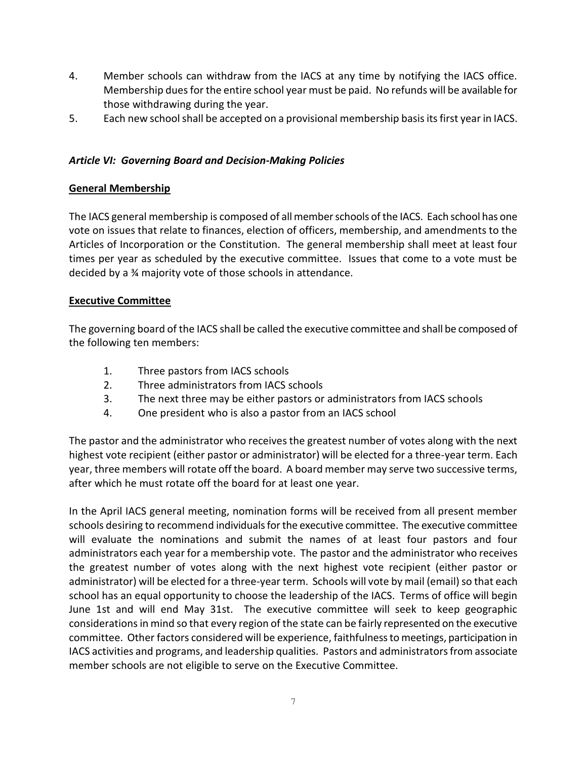4. Member schools can withdraw from the IACS at any time by notifying the IACS office. Membership dues for the entire school year must be paid. No refunds will be available for those withdrawing during the year.
5. Each new school shall be accepted on a provisional membership basis its first year in IACS.

### *Article VI: Governing Board and Decision-Making Policies*

**General Membership**

The IACS general membership is composed of all member schools of the IACS. Each school has one vote on issues that relate to finances, election of officers, membership, and amendments to the Articles of Incorporation or the Constitution. The general membership shall meet at least four times per year as scheduled by the executive committee. Issues that come to a vote must be decided by a ¾ majority vote of those schools in attendance.

**Executive Committee**

The governing board of the IACS shall be called the executive committee and shall be composed of the following ten members:

1. Three pastors from IACS schools
2. Three administrators from IACS schools
3. The next three may be either pastors or administrators from IACS schools
4. One president who is also a pastor from an IACS school

The pastor and the administrator who receives the greatest number of votes along with the next highest vote recipient (either pastor or administrator) will be elected for a three-year term. Each year, three members will rotate off the board. A board member may serve two successive terms, after which he must rotate off the board for at least one year.

In the April IACS general meeting, nomination forms will be received from all present member schools desiring to recommend individuals for the executive committee. The executive committee will evaluate the nominations and submit the names of at least four pastors and four administrators each year for a membership vote. The pastor and the administrator who receives the greatest number of votes along with the next highest vote recipient (either pastor or administrator) will be elected for a three-year term. Schools will vote by mail (email) so that each school has an equal opportunity to choose the leadership of the IACS. Terms of office will begin June 1st and will end May 31st. The executive committee will seek to keep geographic considerations in mind so that every region of the state can be fairly represented on the executive committee. Other factors considered will be experience, faithfulness to meetings, participation in IACS activities and programs, and leadership qualities. Pastors and administrators from associate member schools are not eligible to serve on the Executive Committee.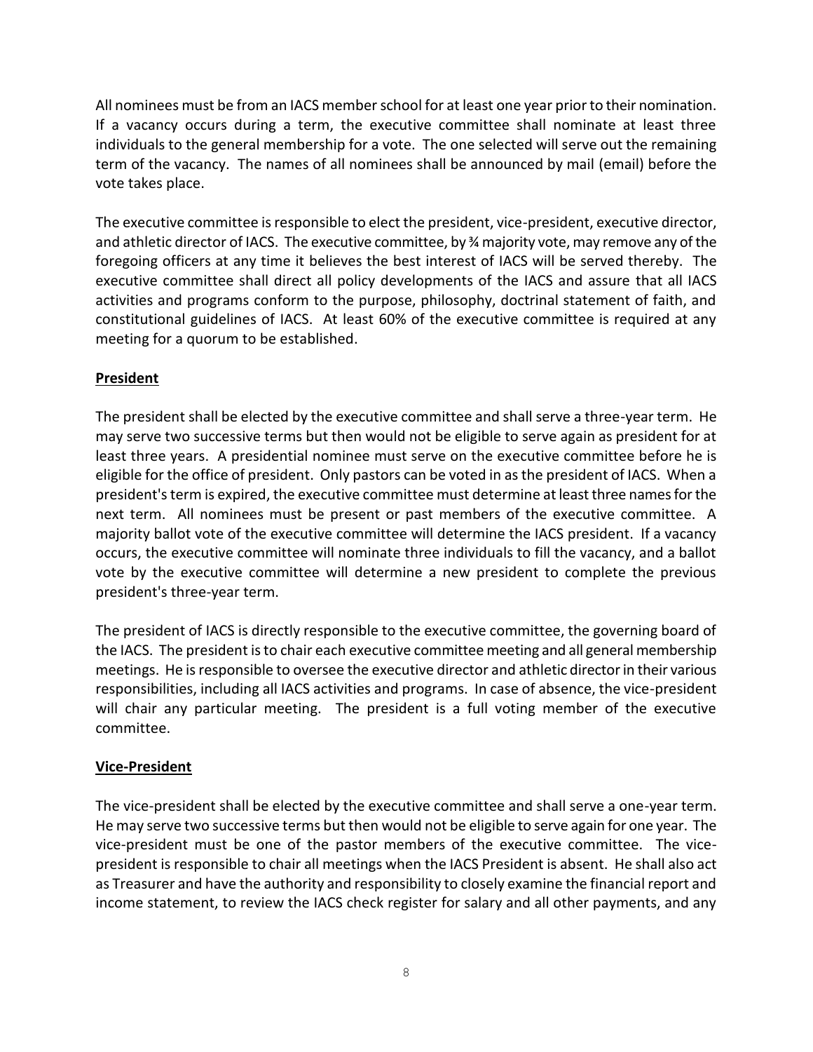All nominees must be from an IACS member school for at least one year prior to their nomination. If a vacancy occurs during a term, the executive committee shall nominate at least three individuals to the general membership for a vote. The one selected will serve out the remaining term of the vacancy. The names of all nominees shall be announced by mail (email) before the vote takes place.

The executive committee is responsible to elect the president, vice-president, executive director, and athletic director of IACS. The executive committee, by ¾ majority vote, may remove any of the foregoing officers at any time it believes the best interest of IACS will be served thereby. The executive committee shall direct all policy developments of the IACS and assure that all IACS activities and programs conform to the purpose, philosophy, doctrinal statement of faith, and constitutional guidelines of IACS. At least 60% of the executive committee is required at any meeting for a quorum to be established.

**President**

The president shall be elected by the executive committee and shall serve a three-year term. He may serve two successive terms but then would not be eligible to serve again as president for at least three years. A presidential nominee must serve on the executive committee before he is eligible for the office of president. Only pastors can be voted in as the president of IACS. When a president's term is expired, the executive committee must determine at least three names for the next term. All nominees must be present or past members of the executive committee. A majority ballot vote of the executive committee will determine the IACS president. If a vacancy occurs, the executive committee will nominate three individuals to fill the vacancy, and a ballot vote by the executive committee will determine a new president to complete the previous president's three-year term.

The president of IACS is directly responsible to the executive committee, the governing board of the IACS. The president is to chair each executive committee meeting and all general membership meetings. He is responsible to oversee the executive director and athletic director in their various responsibilities, including all IACS activities and programs. In case of absence, the vice-president will chair any particular meeting. The president is a full voting member of the executive committee.

**Vice-President**

The vice-president shall be elected by the executive committee and shall serve a one-year term. He may serve two successive terms but then would not be eligible to serve again for one year. The vice-president must be one of the pastor members of the executive committee. The vice-president is responsible to chair all meetings when the IACS President is absent. He shall also act as Treasurer and have the authority and responsibility to closely examine the financial report and income statement, to review the IACS check register for salary and all other payments, and any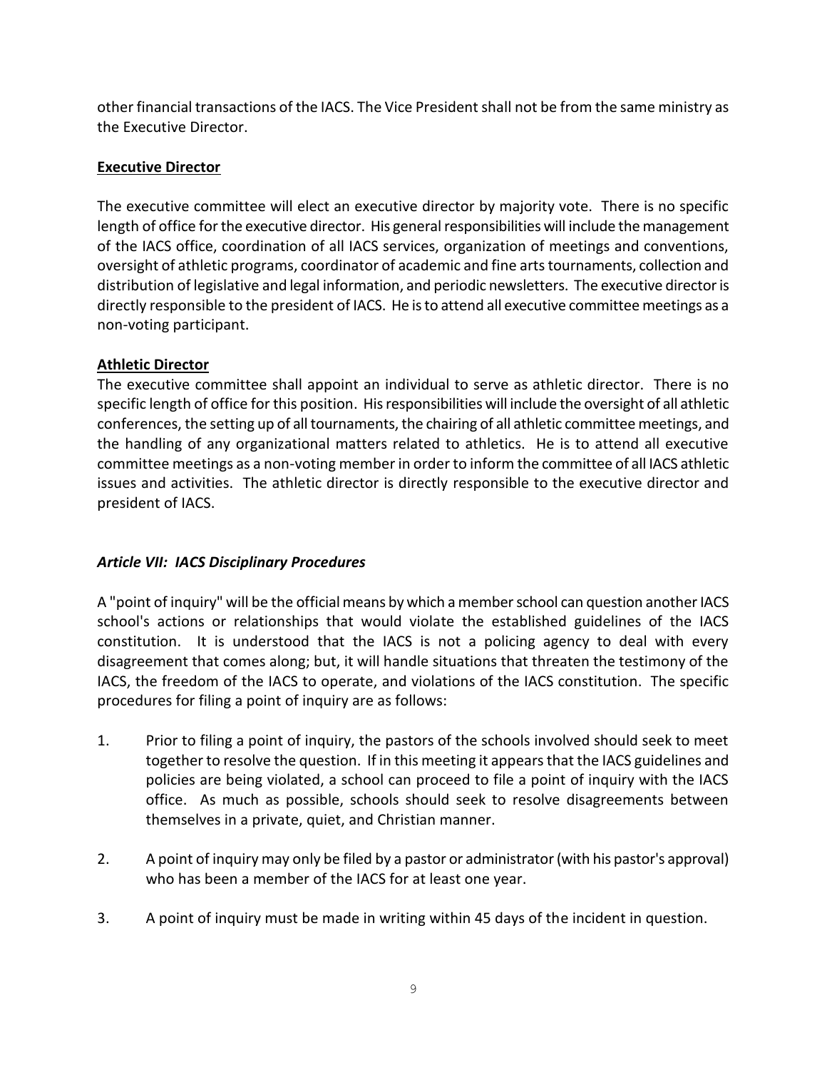other financial transactions of the IACS. The Vice President shall not be from the same ministry as the Executive Director.

**Executive Director**

The executive committee will elect an executive director by majority vote. There is no specific length of office for the executive director. His general responsibilities will include the management of the IACS office, coordination of all IACS services, organization of meetings and conventions, oversight of athletic programs, coordinator of academic and fine arts tournaments, collection and distribution of legislative and legal information, and periodic newsletters. The executive director is directly responsible to the president of IACS. He is to attend all executive committee meetings as a non-voting participant.

**Athletic Director**

The executive committee shall appoint an individual to serve as athletic director. There is no specific length of office for this position. His responsibilities will include the oversight of all athletic conferences, the setting up of all tournaments, the chairing of all athletic committee meetings, and the handling of any organizational matters related to athletics. He is to attend all executive committee meetings as a non-voting member in order to inform the committee of all IACS athletic issues and activities. The athletic director is directly responsible to the executive director and president of IACS.

***Article VII: IACS Disciplinary Procedures***

A "point of inquiry" will be the official means by which a member school can question another IACS school's actions or relationships that would violate the established guidelines of the IACS constitution. It is understood that the IACS is not a policing agency to deal with every disagreement that comes along; but, it will handle situations that threaten the testimony of the IACS, the freedom of the IACS to operate, and violations of the IACS constitution. The specific procedures for filing a point of inquiry are as follows:

1. Prior to filing a point of inquiry, the pastors of the schools involved should seek to meet together to resolve the question. If in this meeting it appears that the IACS guidelines and policies are being violated, a school can proceed to file a point of inquiry with the IACS office. As much as possible, schools should seek to resolve disagreements between themselves in a private, quiet, and Christian manner.

2. A point of inquiry may only be filed by a pastor or administrator (with his pastor's approval) who has been a member of the IACS for at least one year.

3. A point of inquiry must be made in writing within 45 days of the incident in question.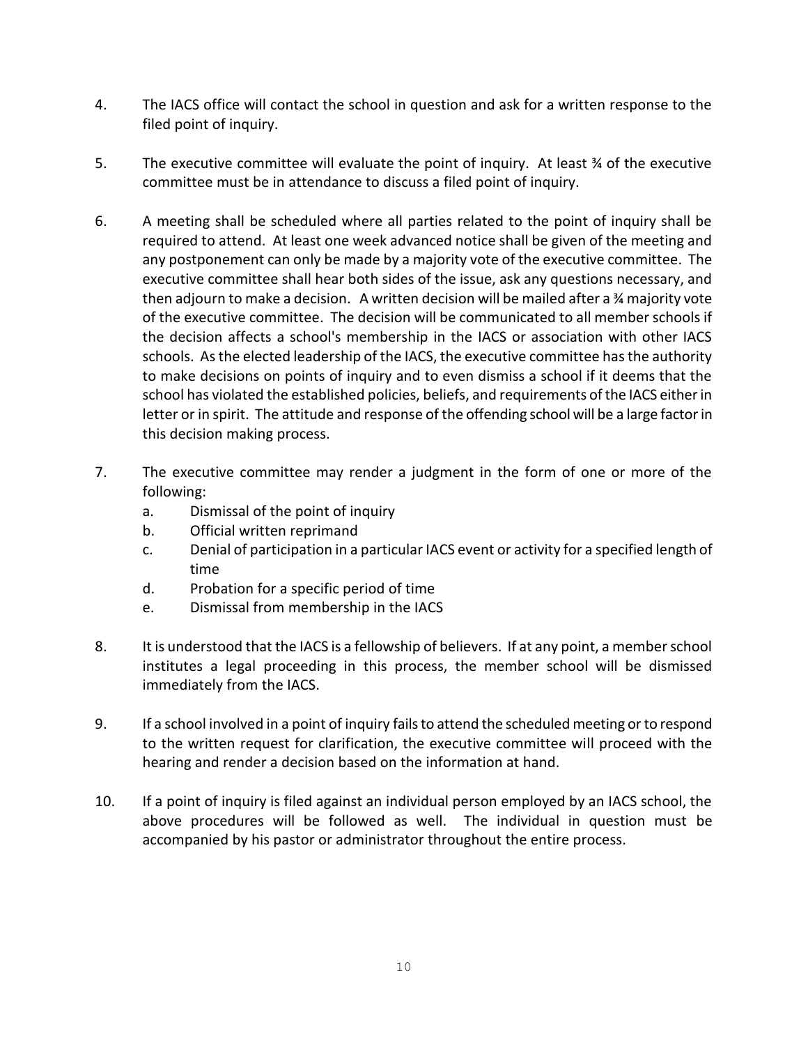4. The IACS office will contact the school in question and ask for a written response to the filed point of inquiry.

5. The executive committee will evaluate the point of inquiry. At least ¾ of the executive committee must be in attendance to discuss a filed point of inquiry.

6. A meeting shall be scheduled where all parties related to the point of inquiry shall be required to attend. At least one week advanced notice shall be given of the meeting and any postponement can only be made by a majority vote of the executive committee. The executive committee shall hear both sides of the issue, ask any questions necessary, and then adjourn to make a decision. A written decision will be mailed after a ¾ majority vote of the executive committee. The decision will be communicated to all member schools if the decision affects a school's membership in the IACS or association with other IACS schools. As the elected leadership of the IACS, the executive committee has the authority to make decisions on points of inquiry and to even dismiss a school if it deems that the school has violated the established policies, beliefs, and requirements of the IACS either in letter or in spirit. The attitude and response of the offending school will be a large factor in this decision making process.

7. The executive committee may render a judgment in the form of one or more of the following:
   a. Dismissal of the point of inquiry
   b. Official written reprimand
   c. Denial of participation in a particular IACS event or activity for a specified length of time
   d. Probation for a specific period of time
   e. Dismissal from membership in the IACS

8. It is understood that the IACS is a fellowship of believers. If at any point, a member school institutes a legal proceeding in this process, the member school will be dismissed immediately from the IACS.

9. If a school involved in a point of inquiry fails to attend the scheduled meeting or to respond to the written request for clarification, the executive committee will proceed with the hearing and render a decision based on the information at hand.

10. If a point of inquiry is filed against an individual person employed by an IACS school, the above procedures will be followed as well. The individual in question must be accompanied by his pastor or administrator throughout the entire process.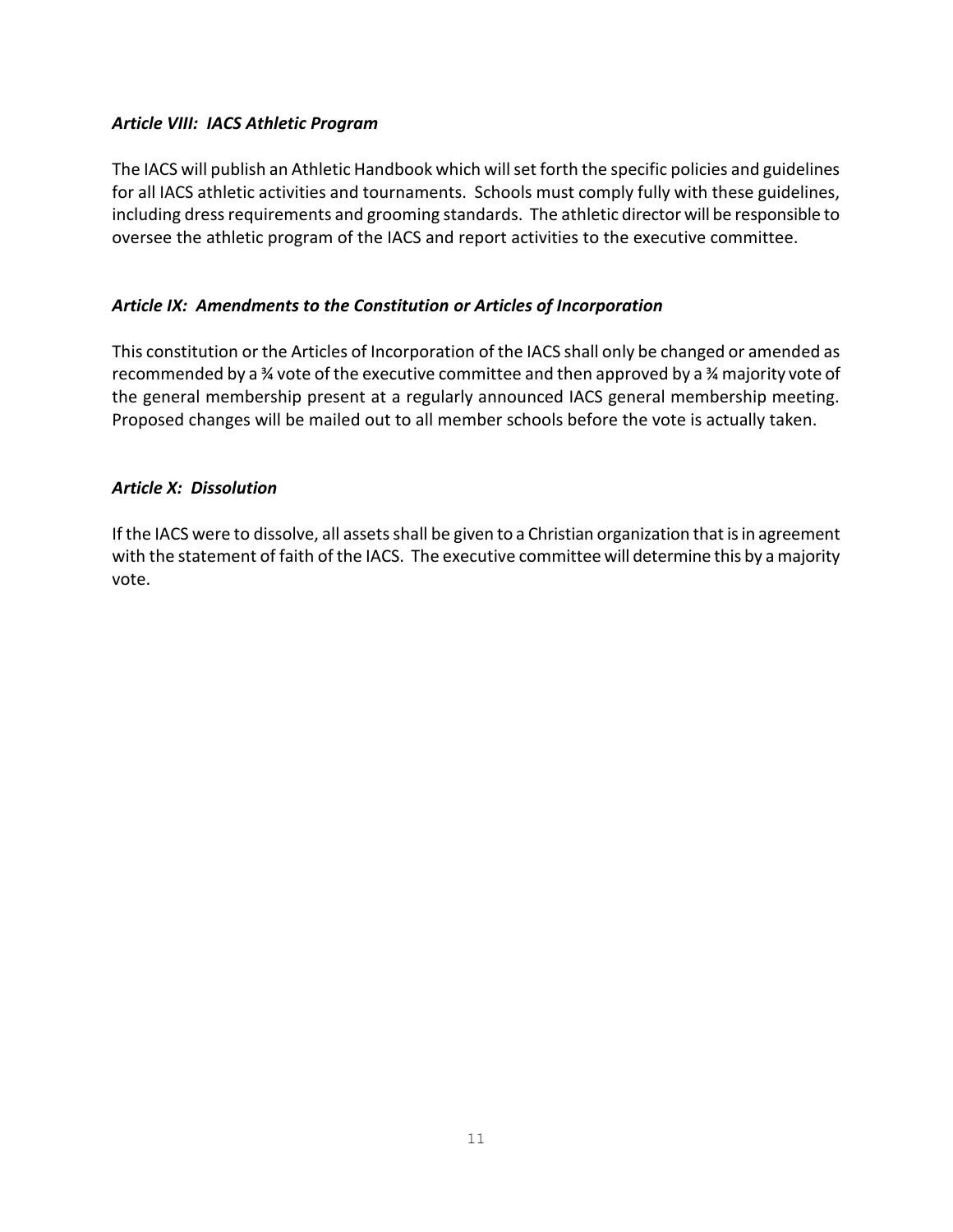### *Article VIII: IACS Athletic Program*

The IACS will publish an Athletic Handbook which will set forth the specific policies and guidelines for all IACS athletic activities and tournaments. Schools must comply fully with these guidelines, including dress requirements and grooming standards. The athletic director will be responsible to oversee the athletic program of the IACS and report activities to the executive committee.

### *Article IX: Amendments to the Constitution or Articles of Incorporation*

This constitution or the Articles of Incorporation of the IACS shall only be changed or amended as recommended by a ¾ vote of the executive committee and then approved by a ¾ majority vote of the general membership present at a regularly announced IACS general membership meeting. Proposed changes will be mailed out to all member schools before the vote is actually taken.

### *Article X: Dissolution*

If the IACS were to dissolve, all assets shall be given to a Christian organization that is in agreement with the statement of faith of the IACS. The executive committee will determine this by a majority vote.